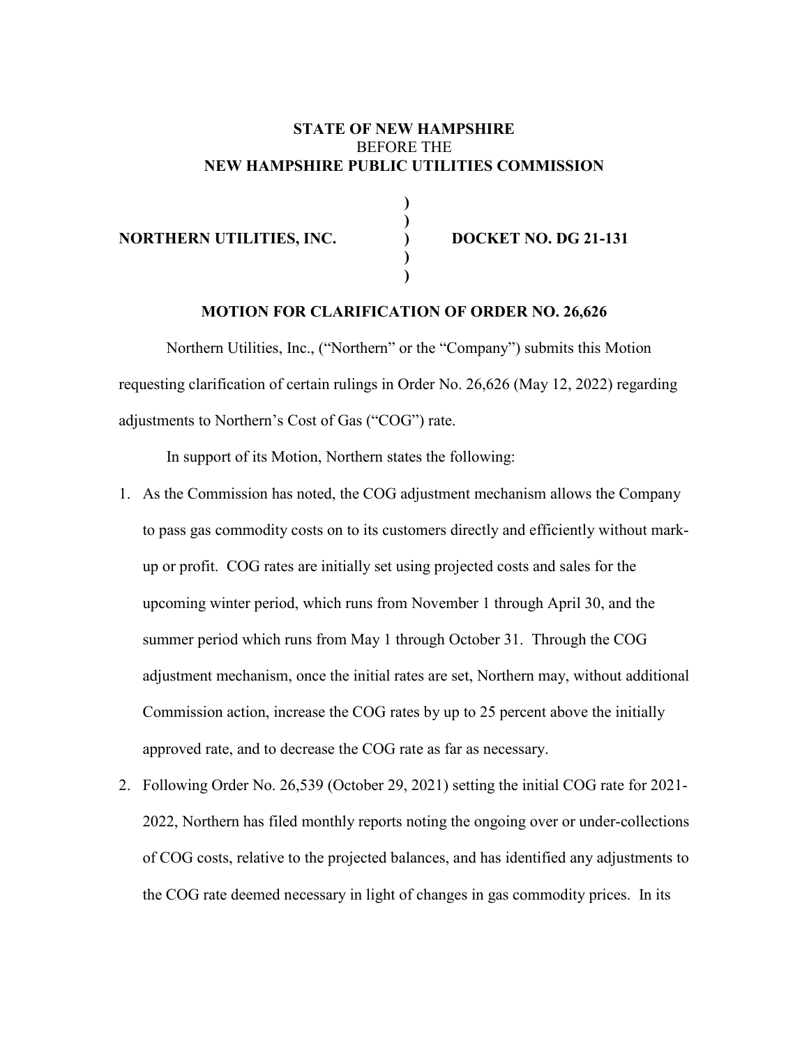**STATE OF NEW HAMPSHIRE**
BEFORE THE
**NEW HAMPSHIRE PUBLIC UTILITIES COMMISSION**

| | | |
|---|---|---|
| **NORTHERN UTILITIES, INC.** | **)** | **DOCKET NO. DG 21-131** |

**MOTION FOR CLARIFICATION OF ORDER NO. 26,626**

Northern Utilities, Inc., ("Northern" or the "Company") submits this Motion requesting clarification of certain rulings in Order No. 26,626 (May 12, 2022) regarding adjustments to Northern's Cost of Gas ("COG") rate.

In support of its Motion, Northern states the following:

1. As the Commission has noted, the COG adjustment mechanism allows the Company to pass gas commodity costs on to its customers directly and efficiently without mark-up or profit. COG rates are initially set using projected costs and sales for the upcoming winter period, which runs from November 1 through April 30, and the summer period which runs from May 1 through October 31. Through the COG adjustment mechanism, once the initial rates are set, Northern may, without additional Commission action, increase the COG rates by up to 25 percent above the initially approved rate, and to decrease the COG rate as far as necessary.
2. Following Order No. 26,539 (October 29, 2021) setting the initial COG rate for 2021-2022, Northern has filed monthly reports noting the ongoing over or under-collections of COG costs, relative to the projected balances, and has identified any adjustments to the COG rate deemed necessary in light of changes in gas commodity prices. In its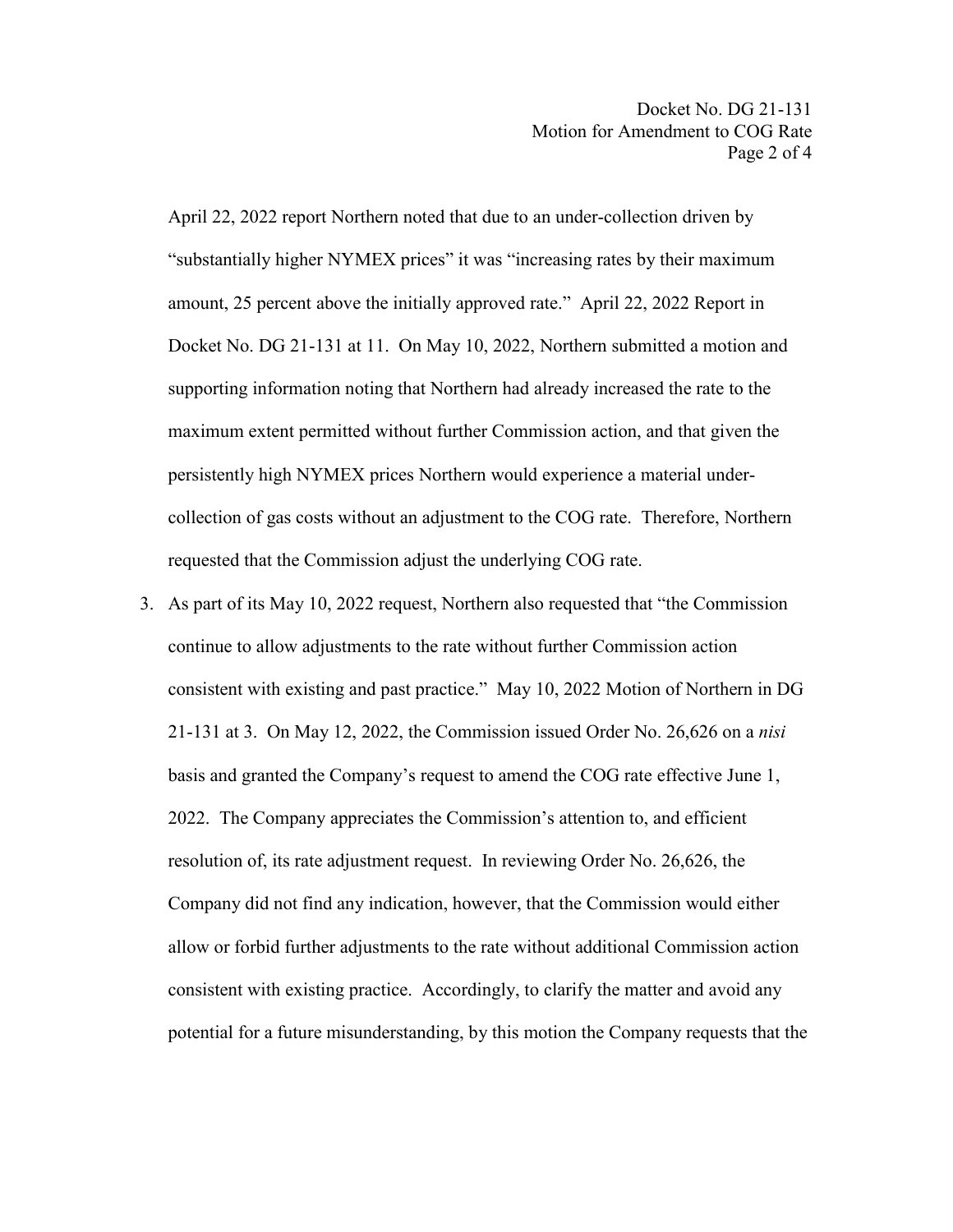April 22, 2022 report Northern noted that due to an under-collection driven by "substantially higher NYMEX prices" it was "increasing rates by their maximum amount, 25 percent above the initially approved rate." April 22, 2022 Report in Docket No. DG 21-131 at 11. On May 10, 2022, Northern submitted a motion and supporting information noting that Northern had already increased the rate to the maximum extent permitted without further Commission action, and that given the persistently high NYMEX prices Northern would experience a material under-collection of gas costs without an adjustment to the COG rate. Therefore, Northern requested that the Commission adjust the underlying COG rate.

3. As part of its May 10, 2022 request, Northern also requested that "the Commission continue to allow adjustments to the rate without further Commission action consistent with existing and past practice." May 10, 2022 Motion of Northern in DG 21-131 at 3. On May 12, 2022, the Commission issued Order No. 26,626 on a *nisi* basis and granted the Company's request to amend the COG rate effective June 1, 2022. The Company appreciates the Commission's attention to, and efficient resolution of, its rate adjustment request. In reviewing Order No. 26,626, the Company did not find any indication, however, that the Commission would either allow or forbid further adjustments to the rate without additional Commission action consistent with existing practice. Accordingly, to clarify the matter and avoid any potential for a future misunderstanding, by this motion the Company requests that the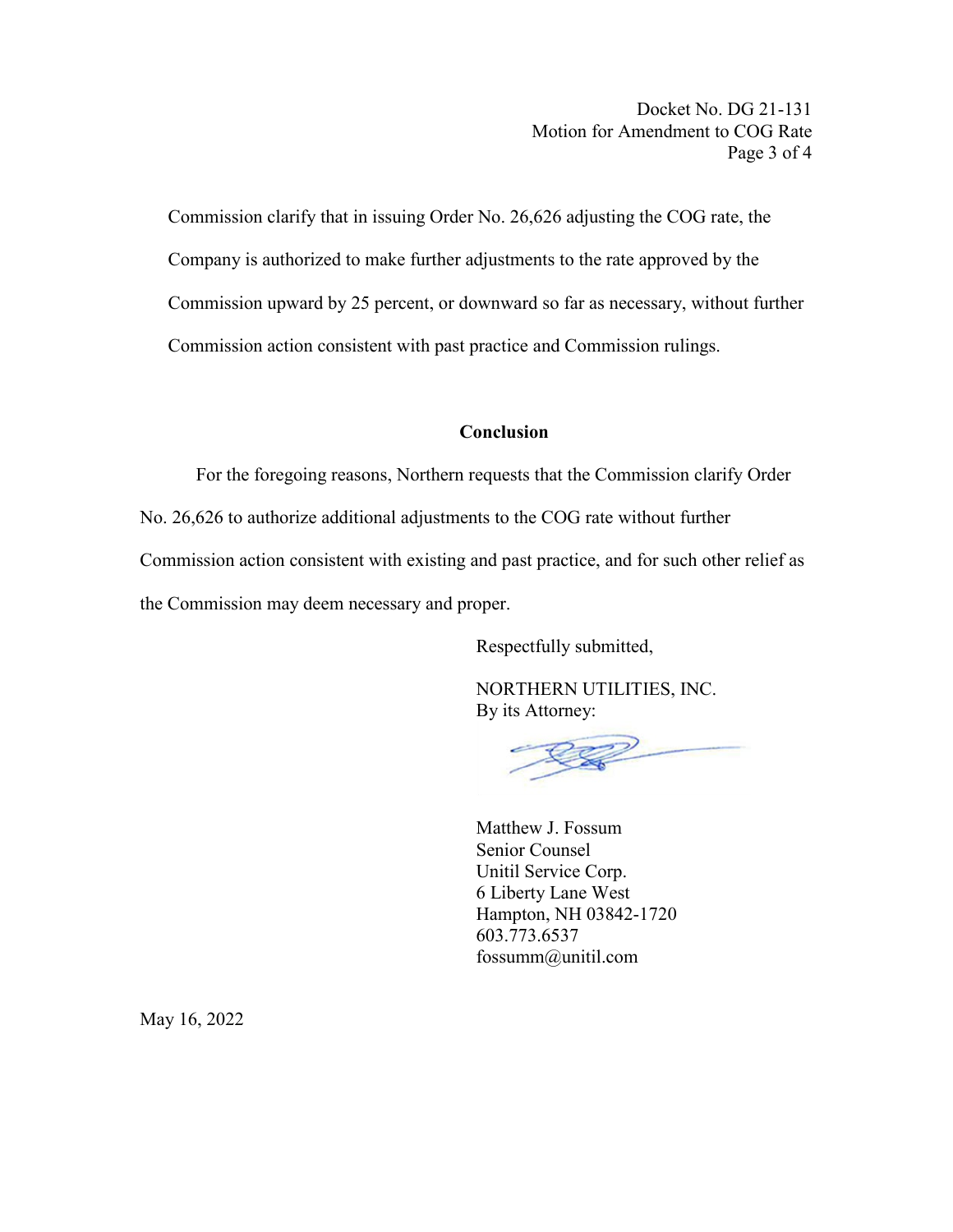Commission clarify that in issuing Order No. 26,626 adjusting the COG rate, the Company is authorized to make further adjustments to the rate approved by the Commission upward by 25 percent, or downward so far as necessary, without further Commission action consistent with past practice and Commission rulings.

**Conclusion**

For the foregoing reasons, Northern requests that the Commission clarify Order No. 26,626 to authorize additional adjustments to the COG rate without further Commission action consistent with existing and past practice, and for such other relief as the Commission may deem necessary and proper.

Respectfully submitted,

NORTHERN UTILITIES, INC.
By its Attorney:

Matthew J. Fossum
Senior Counsel
Unitil Service Corp.
6 Liberty Lane West
Hampton, NH 03842-1720
603.773.6537
fossumm@unitil.com

May 16, 2022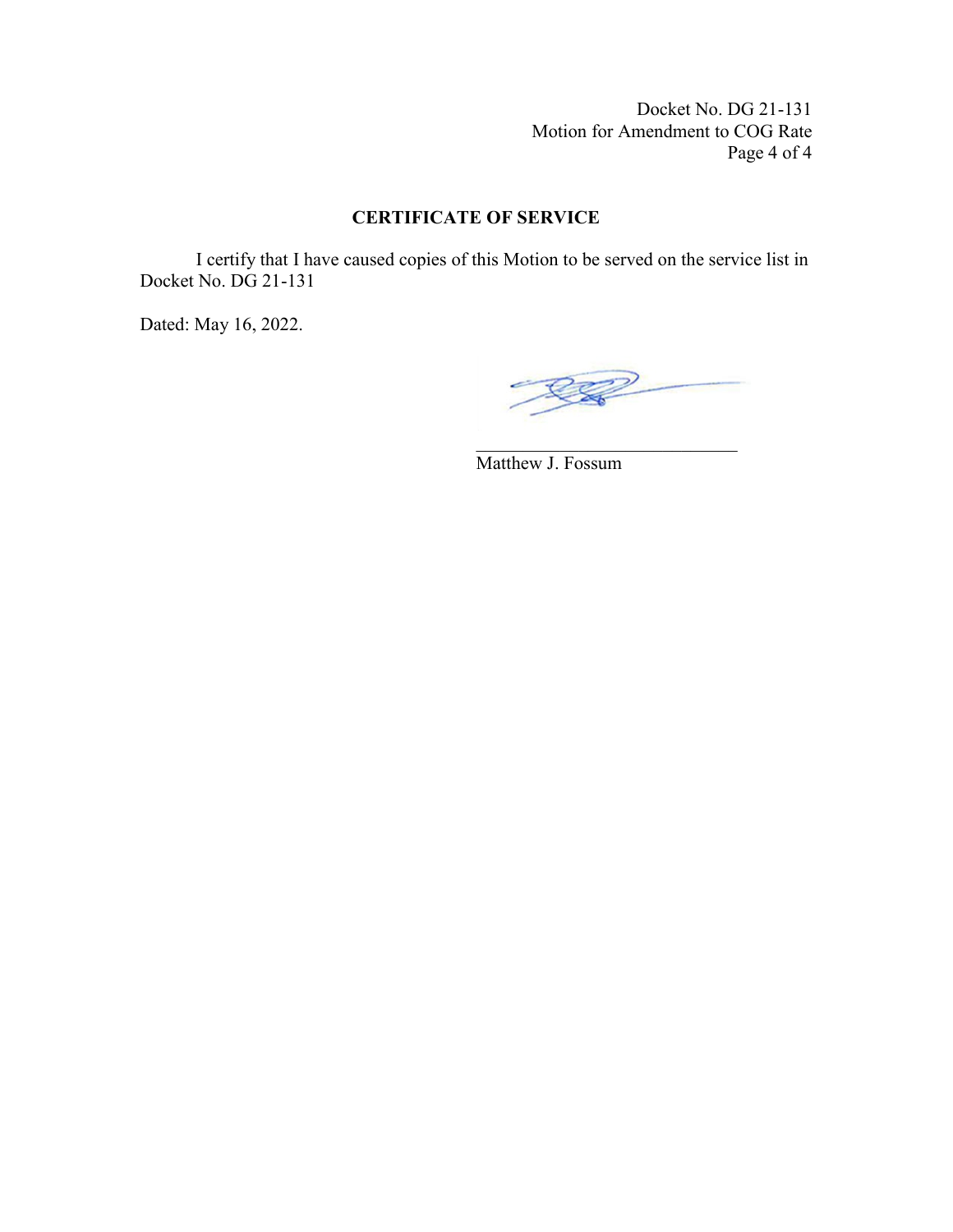## CERTIFICATE OF SERVICE

I certify that I have caused copies of this Motion to be served on the service list in Docket No. DG 21-131

Dated: May 16, 2022.

______________________________
Matthew J. Fossum